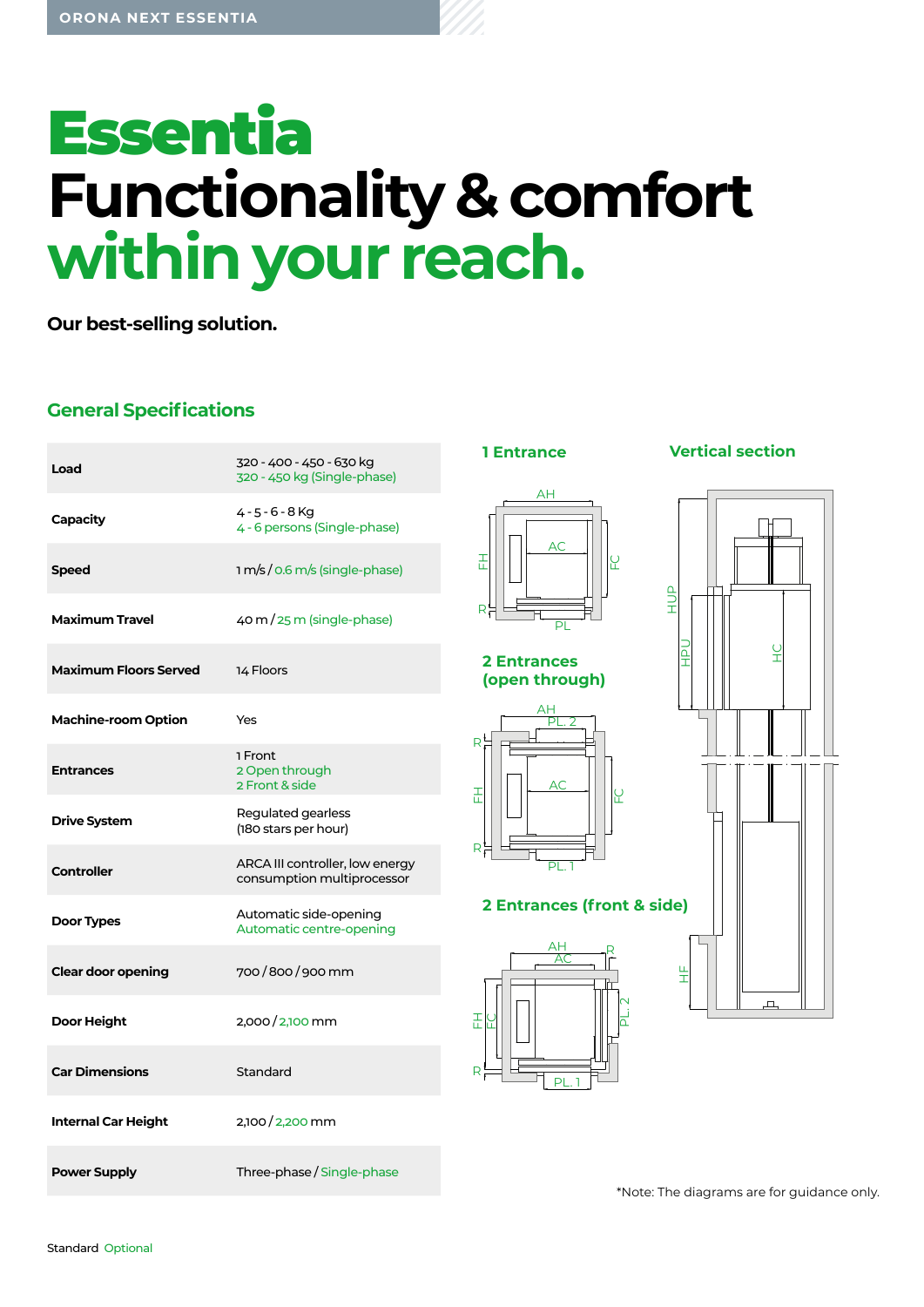# Essentia
# Functionality & comfort within your reach.

**Our best-selling solution.**

## General Specifications

| | |
|---|---|
| **Load** | 320 - 400 - 450 - 630 kg<br>320 - 450 kg (Single-phase) |
| **Capacity** | 4 - 5 - 6 - 8 Kg<br>4 - 6 persons (Single-phase) |
| **Speed** | 1 m/s / 0.6 m/s (single-phase) |
| **Maximum Travel** | 40 m / 25 m (single-phase) |
| **Maximum Floors Served** | 14 Floors |
| **Machine-room Option** | Yes |
| **Entrances** | 1 Front<br>2 Open through<br>2 Front & side |
| **Drive System** | Regulated gearless<br>(180 stars per hour) |
| **Controller** | ARCA III controller, low energy consumption multiprocessor |
| **Door Types** | Automatic side-opening<br>Automatic centre-opening |
| **Clear door opening** | 700 / 800 / 900 mm |
| **Door Height** | 2,000 / 2,100 mm |
| **Car Dimensions** | Standard |
| **Internal Car Height** | 2,100 / 2,200 mm |
| **Power Supply** | Three-phase / Single-phase |

Standard Optional

### 1 Entrance

AH, AC, FH, FC, R, PL

### 2 Entrances (open through)

AH, PL. 2, R, FH, AC, FC, R, PL. 1

### 2 Entrances (front & side)

AH, AC, R, FH, FC, PL. 2, R, PL. 1

### Vertical section

HUP, HPU, HC, HF

*Note: The diagrams are for guidance only.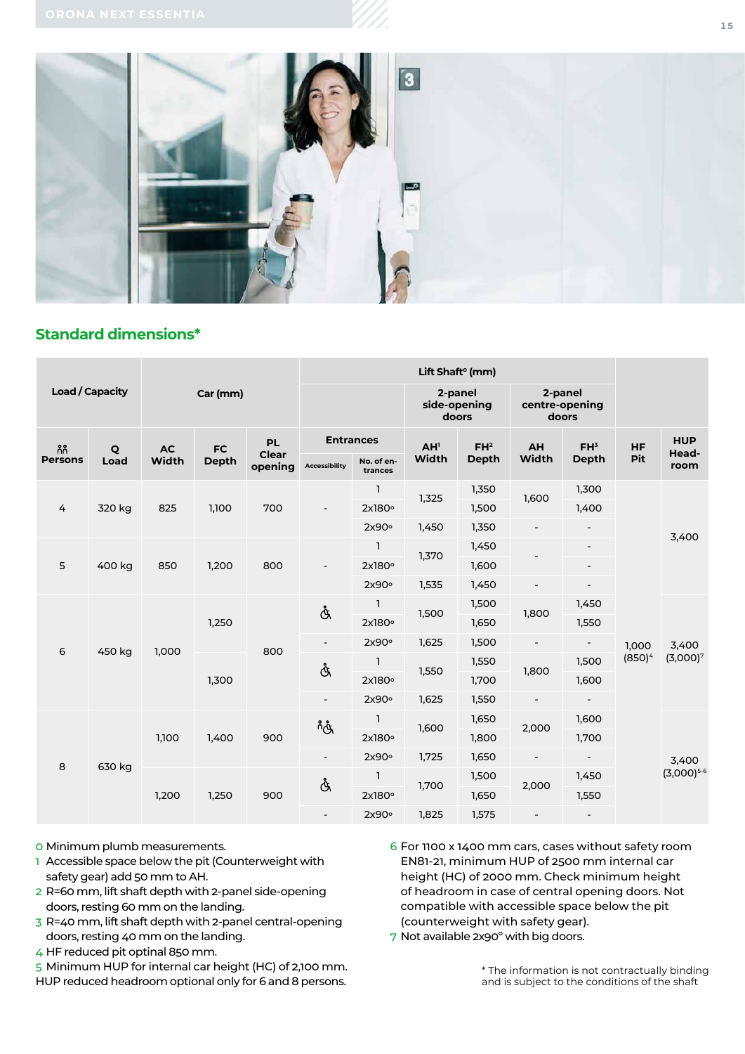## Standard dimensions*

| Load / Capacity | | Car (mm) | | | Lift Shaft° (mm) | | | | | | | |
|---|---|---|---|---|---|---|---|---|---|---|---|---|
| | | | | | | | 2-panel side-opening doors | | 2-panel centre-opening doors | | | |
| Persons | Q Load | AC Width | FC Depth | PL Clear opening | Entrances: Accessibility | Entrances: No. of entrances | AH[1] Width | FH[2] Depth | AH Width | FH[3] Depth | HF Pit | HUP Head-room |
| 4 | 320 kg | 825 | 1,100 | 700 | - | 1 | 1,325 | 1,350 | 1,600 | 1,300 | 1,000 (850)[4] | 3,400 |
| | | | | | | 2x180° | | 1,500 | | 1,400 | | |
| | | | | | | 2x90° | 1,450 | 1,350 | - | - | | |
| 5 | 400 kg | 850 | 1,200 | 800 | - | 1 | 1,370 | 1,450 | - | - | | |
| | | | | | | 2x180° | | 1,600 | | - | | |
| | | | | | | 2x90° | 1,535 | 1,450 | - | - | | |
| 6 | 450 kg | 1,000 | 1,250 | 800 | ♿ | 1 | 1,500 | 1,500 | 1,800 | 1,450 | | 3,400 (3,000)[7] |
| | | | | | | 2x180° | | 1,650 | | 1,550 | | |
| | | | | | - | 2x90° | 1,625 | 1,500 | - | - | | |
| | | | 1,300 | | ♿ | 1 | 1,550 | 1,550 | 1,800 | 1,500 | | |
| | | | | | | 2x180° | | 1,700 | | 1,600 | | |
| | | | | | - | 2x90° | 1,625 | 1,550 | - | - | | |
| 8 | 630 kg | 1,100 | 1,400 | 900 | ♿ | 1 | 1,600 | 1,650 | 2,000 | 1,600 | | 3,400 (3,000)[5-6] |
| | | | | | | 2x180° | | 1,800 | | 1,700 | | |
| | | | | | - | 2x90° | 1,725 | 1,650 | - | - | | |
| | | 1,200 | 1,250 | 900 | ♿ | 1 | 1,700 | 1,500 | 2,000 | 1,450 | | |
| | | | | | | 2x180° | | 1,650 | | 1,550 | | |
| | | | | | - | 2x90° | 1,825 | 1,575 | - | - | | |

0 Minimum plumb measurements.
1 Accessible space below the pit (Counterweight with safety gear) add 50 mm to AH.
2 R=60 mm, lift shaft depth with 2-panel side-opening doors, resting 60 mm on the landing.
3 R=40 mm, lift shaft depth with 2-panel central-opening doors, resting 40 mm on the landing.
4 HF reduced pit optinal 850 mm.
5 Minimum HUP for internal car height (HC) of 2,100 mm. HUP reduced headroom optional only for 6 and 8 persons.
6 For 1100 x 1400 mm cars, cases without safety room EN81-21, minimum HUP of 2500 mm internal car height (HC) of 2000 mm. Check minimum height of headroom in case of central opening doors. Not compatible with accessible space below the pit (counterweight with safety gear).
7 Not available 2x90° with big doors.

\* The information is not contractually binding and is subject to the conditions of the shaft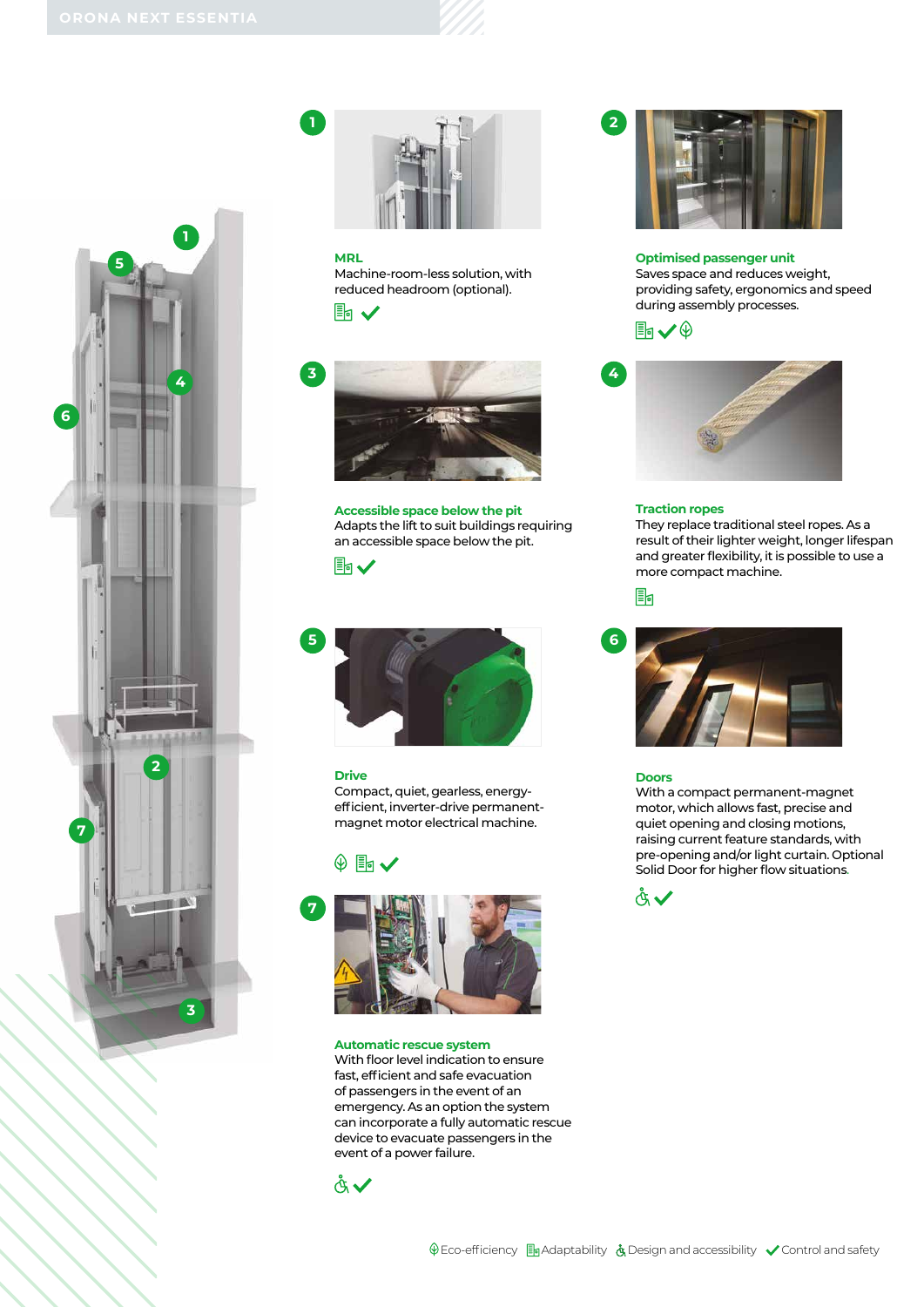## 1 MRL

Machine-room-less solution, with reduced headroom (optional).

## 2 Optimised passenger unit

Saves space and reduces weight, providing safety, ergonomics and speed during assembly processes.

## 3 Accessible space below the pit

Adapts the lift to suit buildings requiring an accessible space below the pit.

## 4 Traction ropes

They replace traditional steel ropes. As a result of their lighter weight, longer lifespan and greater flexibility, it is possible to use a more compact machine.

## 5 Drive

Compact, quiet, gearless, energy-efficient, inverter-drive permanent-magnet motor electrical machine.

## 6 Doors

With a compact permanent-magnet motor, which allows fast, precise and quiet opening and closing motions, raising current feature standards, with pre-opening and/or light curtain. Optional Solid Door for higher flow situations.

## 7 Automatic rescue system

With floor level indication to ensure fast, efficient and safe evacuation of passengers in the event of an emergency. As an option the system can incorporate a fully automatic rescue device to evacuate passengers in the event of a power failure.

Eco-efficiency · Adaptability · Design and accessibility · Control and safety